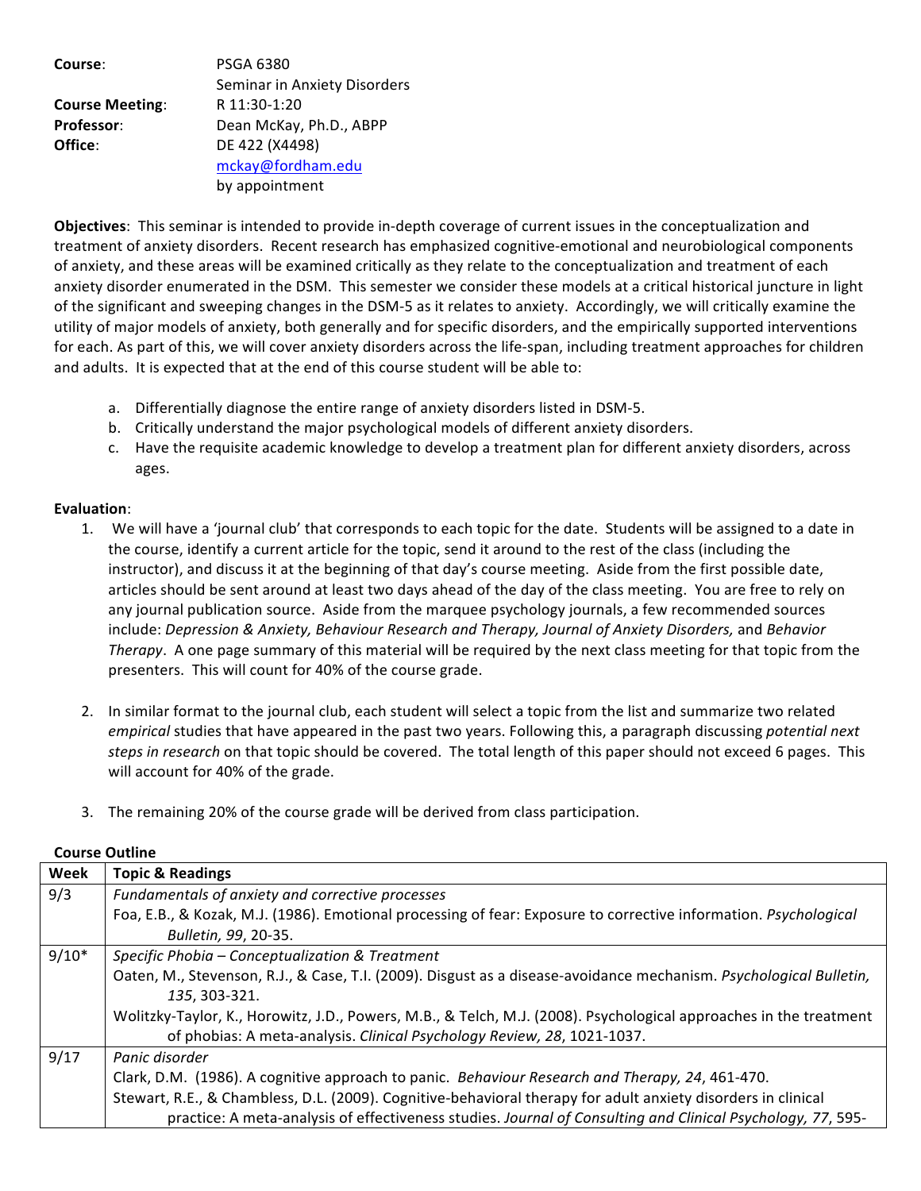**Course**: PSGA 6380
Seminar in Anxiety Disorders

**Course Meeting**: R 11:30-1:20

**Professor**: Dean McKay, Ph.D., ABPP

**Office**: DE 422 (X4498)
mckay@fordham.edu
by appointment

**Objectives**: This seminar is intended to provide in-depth coverage of current issues in the conceptualization and treatment of anxiety disorders. Recent research has emphasized cognitive-emotional and neurobiological components of anxiety, and these areas will be examined critically as they relate to the conceptualization and treatment of each anxiety disorder enumerated in the DSM. This semester we consider these models at a critical historical juncture in light of the significant and sweeping changes in the DSM-5 as it relates to anxiety. Accordingly, we will critically examine the utility of major models of anxiety, both generally and for specific disorders, and the empirically supported interventions for each. As part of this, we will cover anxiety disorders across the life-span, including treatment approaches for children and adults. It is expected that at the end of this course student will be able to:

a. Differentially diagnose the entire range of anxiety disorders listed in DSM-5.
b. Critically understand the major psychological models of different anxiety disorders.
c. Have the requisite academic knowledge to develop a treatment plan for different anxiety disorders, across ages.

**Evaluation**:

1. We will have a 'journal club' that corresponds to each topic for the date. Students will be assigned to a date in the course, identify a current article for the topic, send it around to the rest of the class (including the instructor), and discuss it at the beginning of that day's course meeting. Aside from the first possible date, articles should be sent around at least two days ahead of the day of the class meeting. You are free to rely on any journal publication source. Aside from the marquee psychology journals, a few recommended sources include: *Depression & Anxiety, Behaviour Research and Therapy, Journal of Anxiety Disorders,* and *Behavior Therapy*. A one page summary of this material will be required by the next class meeting for that topic from the presenters. This will count for 40% of the course grade.

2. In similar format to the journal club, each student will select a topic from the list and summarize two related *empirical* studies that have appeared in the past two years. Following this, a paragraph discussing *potential next steps in research* on that topic should be covered. The total length of this paper should not exceed 6 pages. This will account for 40% of the grade.

3. The remaining 20% of the course grade will be derived from class participation.

**Course Outline**

| Week | Topic & Readings |
|---|---|
| 9/3 | *Fundamentals of anxiety and corrective processes*<br>Foa, E.B., & Kozak, M.J. (1986). Emotional processing of fear: Exposure to corrective information. *Psychological Bulletin, 99*, 20-35. |
| 9/10* | *Specific Phobia – Conceptualization & Treatment*<br>Oaten, M., Stevenson, R.J., & Case, T.I. (2009). Disgust as a disease-avoidance mechanism. *Psychological Bulletin, 135*, 303-321.<br>Wolitzky-Taylor, K., Horowitz, J.D., Powers, M.B., & Telch, M.J. (2008). Psychological approaches in the treatment of phobias: A meta-analysis. *Clinical Psychology Review, 28*, 1021-1037. |
| 9/17 | *Panic disorder*<br>Clark, D.M. (1986). A cognitive approach to panic. *Behaviour Research and Therapy, 24*, 461-470.<br>Stewart, R.E., & Chambless, D.L. (2009). Cognitive-behavioral therapy for adult anxiety disorders in clinical practice: A meta-analysis of effectiveness studies. *Journal of Consulting and Clinical Psychology, 77*, 595- |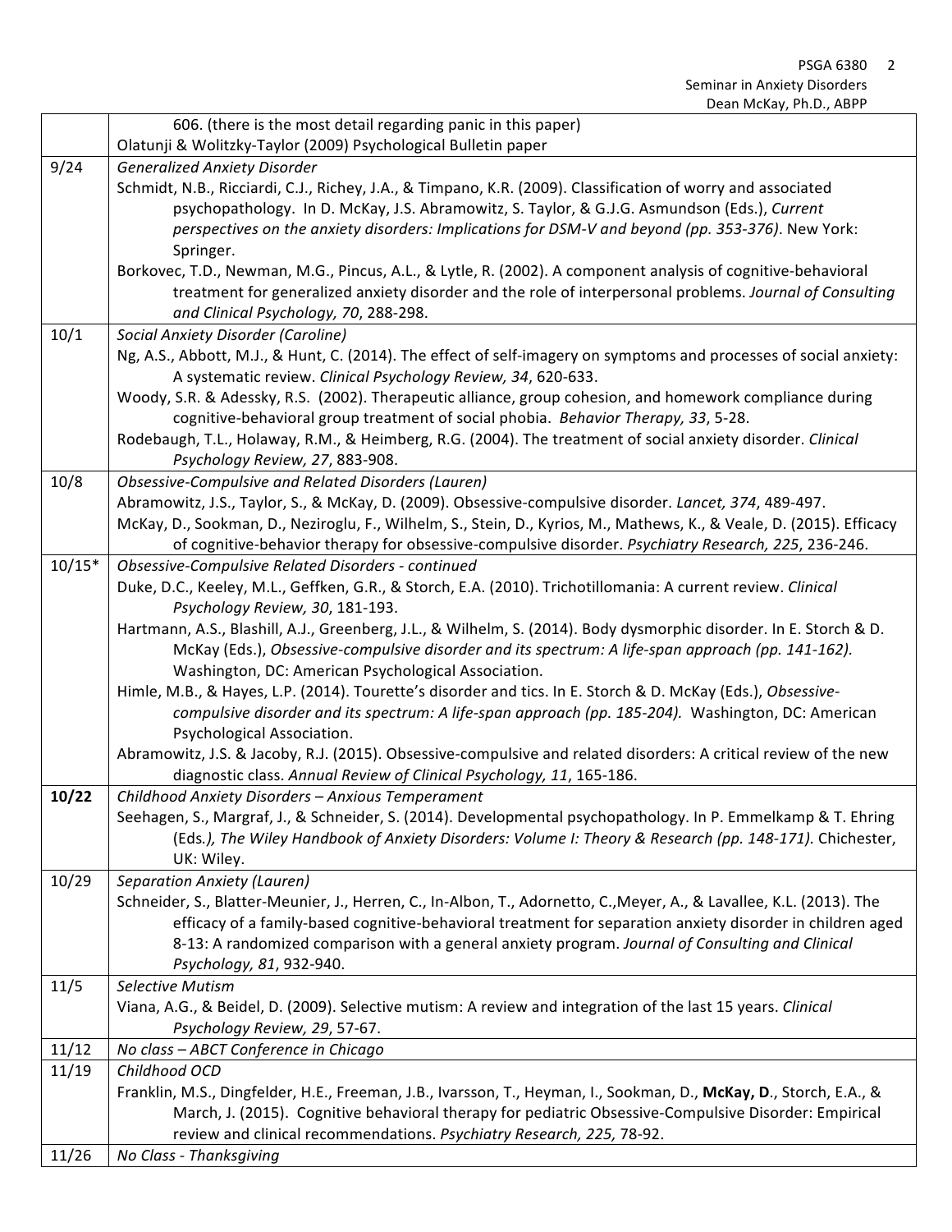| | |
|---|---|
| | 606. (there is the most detail regarding panic in this paper)<br>Olatunji & Wolitzky-Taylor (2009) Psychological Bulletin paper |
| 9/24 | *Generalized Anxiety Disorder*<br>Schmidt, N.B., Ricciardi, C.J., Richey, J.A., & Timpano, K.R. (2009). Classification of worry and associated psychopathology. In D. McKay, J.S. Abramowitz, S. Taylor, & G.J.G. Asmundson (Eds.), *Current perspectives on the anxiety disorders: Implications for DSM-V and beyond (pp. 353-376)*. New York: Springer.<br>Borkovec, T.D., Newman, M.G., Pincus, A.L., & Lytle, R. (2002). A component analysis of cognitive-behavioral treatment for generalized anxiety disorder and the role of interpersonal problems. *Journal of Consulting and Clinical Psychology, 70*, 288-298. |
| 10/1 | *Social Anxiety Disorder (Caroline)*<br>Ng, A.S., Abbott, M.J., & Hunt, C. (2014). The effect of self-imagery on symptoms and processes of social anxiety: A systematic review. *Clinical Psychology Review, 34*, 620-633.<br>Woody, S.R. & Adessky, R.S. (2002). Therapeutic alliance, group cohesion, and homework compliance during cognitive-behavioral group treatment of social phobia. *Behavior Therapy, 33*, 5-28.<br>Rodebaugh, T.L., Holaway, R.M., & Heimberg, R.G. (2004). The treatment of social anxiety disorder. *Clinical Psychology Review, 27*, 883-908. |
| 10/8 | *Obsessive-Compulsive and Related Disorders (Lauren)*<br>Abramowitz, J.S., Taylor, S., & McKay, D. (2009). Obsessive-compulsive disorder. *Lancet, 374*, 489-497.<br>McKay, D., Sookman, D., Neziroglu, F., Wilhelm, S., Stein, D., Kyrios, M., Mathews, K., & Veale, D. (2015). Efficacy of cognitive-behavior therapy for obsessive-compulsive disorder. *Psychiatry Research, 225*, 236-246. |
| 10/15* | *Obsessive-Compulsive Related Disorders - continued*<br>Duke, D.C., Keeley, M.L., Geffken, G.R., & Storch, E.A. (2010). Trichotillomania: A current review. *Clinical Psychology Review, 30*, 181-193.<br>Hartmann, A.S., Blashill, A.J., Greenberg, J.L., & Wilhelm, S. (2014). Body dysmorphic disorder. In E. Storch & D. McKay (Eds.), *Obsessive-compulsive disorder and its spectrum: A life-span approach (pp. 141-162).* Washington, DC: American Psychological Association.<br>Himle, M.B., & Hayes, L.P. (2014). Tourette's disorder and tics. In E. Storch & D. McKay (Eds.), *Obsessive-compulsive disorder and its spectrum: A life-span approach (pp. 185-204).* Washington, DC: American Psychological Association.<br>Abramowitz, J.S. & Jacoby, R.J. (2015). Obsessive-compulsive and related disorders: A critical review of the new diagnostic class. *Annual Review of Clinical Psychology, 11*, 165-186. |
| **10/22** | *Childhood Anxiety Disorders – Anxious Temperament*<br>Seehagen, S., Margraf, J., & Schneider, S. (2014). Developmental psychopathology. In P. Emmelkamp & T. Ehring (Eds*.), The Wiley Handbook of Anxiety Disorders: Volume I: Theory & Research (pp. 148-171).* Chichester, UK: Wiley. |
| 10/29 | *Separation Anxiety (Lauren)*<br>Schneider, S., Blatter-Meunier, J., Herren, C., In-Albon, T., Adornetto, C.,Meyer, A., & Lavallee, K.L. (2013). The efficacy of a family-based cognitive-behavioral treatment for separation anxiety disorder in children aged 8-13: A randomized comparison with a general anxiety program. *Journal of Consulting and Clinical Psychology, 81*, 932-940. |
| 11/5 | *Selective Mutism*<br>Viana, A.G., & Beidel, D. (2009). Selective mutism: A review and integration of the last 15 years. *Clinical Psychology Review, 29*, 57-67. |
| 11/12 | *No class – ABCT Conference in Chicago* |
| 11/19 | *Childhood OCD*<br>Franklin, M.S., Dingfelder, H.E., Freeman, J.B., Ivarsson, T., Heyman, I., Sookman, D., **McKay, D**., Storch, E.A., & March, J. (2015). Cognitive behavioral therapy for pediatric Obsessive-Compulsive Disorder: Empirical review and clinical recommendations. *Psychiatry Research, 225,* 78-92. |
| 11/26 | *No Class - Thanksgiving* |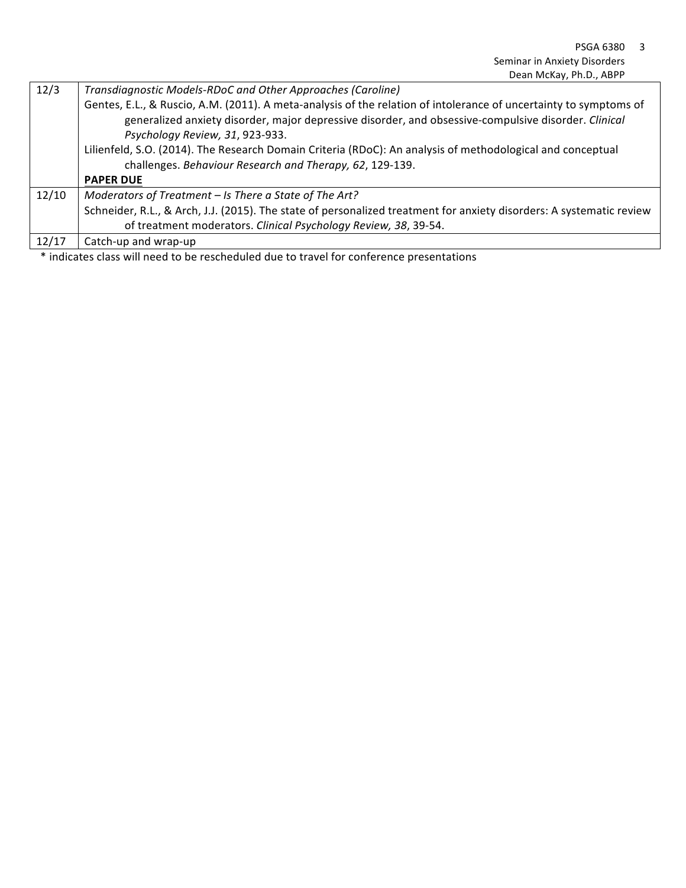| | |
|---|---|
| 12/3 | *Transdiagnostic Models-RDoC and Other Approaches (Caroline)*<br>Gentes, E.L., & Ruscio, A.M. (2011). A meta-analysis of the relation of intolerance of uncertainty to symptoms of generalized anxiety disorder, major depressive disorder, and obsessive-compulsive disorder. *Clinical Psychology Review, 31*, 923-933.<br>Lilienfeld, S.O. (2014). The Research Domain Criteria (RDoC): An analysis of methodological and conceptual challenges. *Behaviour Research and Therapy, 62*, 129-139.<br>**PAPER DUE** |
| 12/10 | *Moderators of Treatment – Is There a State of The Art?*<br>Schneider, R.L., & Arch, J.J. (2015). The state of personalized treatment for anxiety disorders: A systematic review of treatment moderators. *Clinical Psychology Review, 38*, 39-54. |
| 12/17 | Catch-up and wrap-up |

* indicates class will need to be rescheduled due to travel for conference presentations